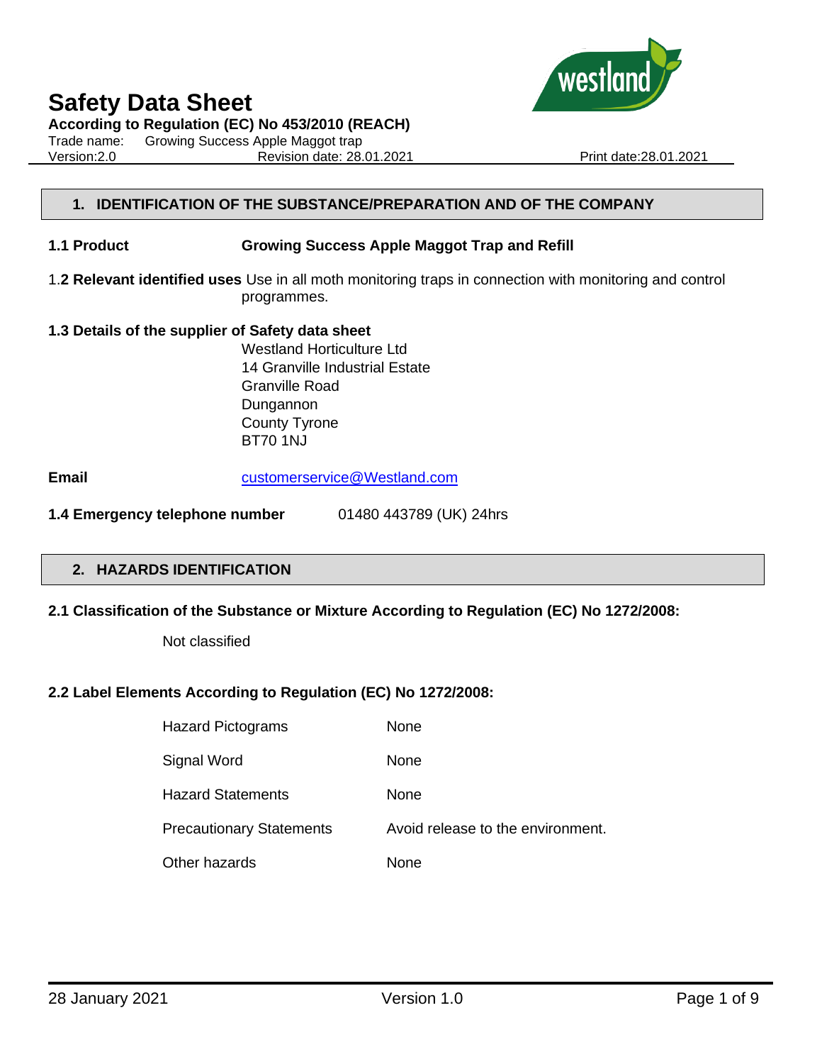# Safety Data Sheet

**According to Regulation (EC) No 453/2010 (REACH)**

Trade name: Growing Success Apple Maggot trap

Version:2.0 Revision date: 28.01.2021 Print date:28.01.2021

## 1. IDENTIFICATION OF THE SUBSTANCE/PREPARATION AND OF THE COMPANY

**1.1 Product** **Growing Success Apple Maggot Trap and Refill**

1.**2 Relevant identified uses** Use in all moth monitoring traps in connection with monitoring and control programmes.

**1.3 Details of the supplier of Safety data sheet**

Westland Horticulture Ltd
14 Granville Industrial Estate
Granville Road
Dungannon
County Tyrone
BT70 1NJ

**Email** customerservice@Westland.com

**1.4 Emergency telephone number** 01480 443789 (UK) 24hrs

## 2. HAZARDS IDENTIFICATION

**2.1 Classification of the Substance or Mixture According to Regulation (EC) No 1272/2008:**

Not classified

**2.2 Label Elements According to Regulation (EC) No 1272/2008:**

| | |
|---|---|
| Hazard Pictograms | None |
| Signal Word | None |
| Hazard Statements | None |
| Precautionary Statements | Avoid release to the environment. |
| Other hazards | None |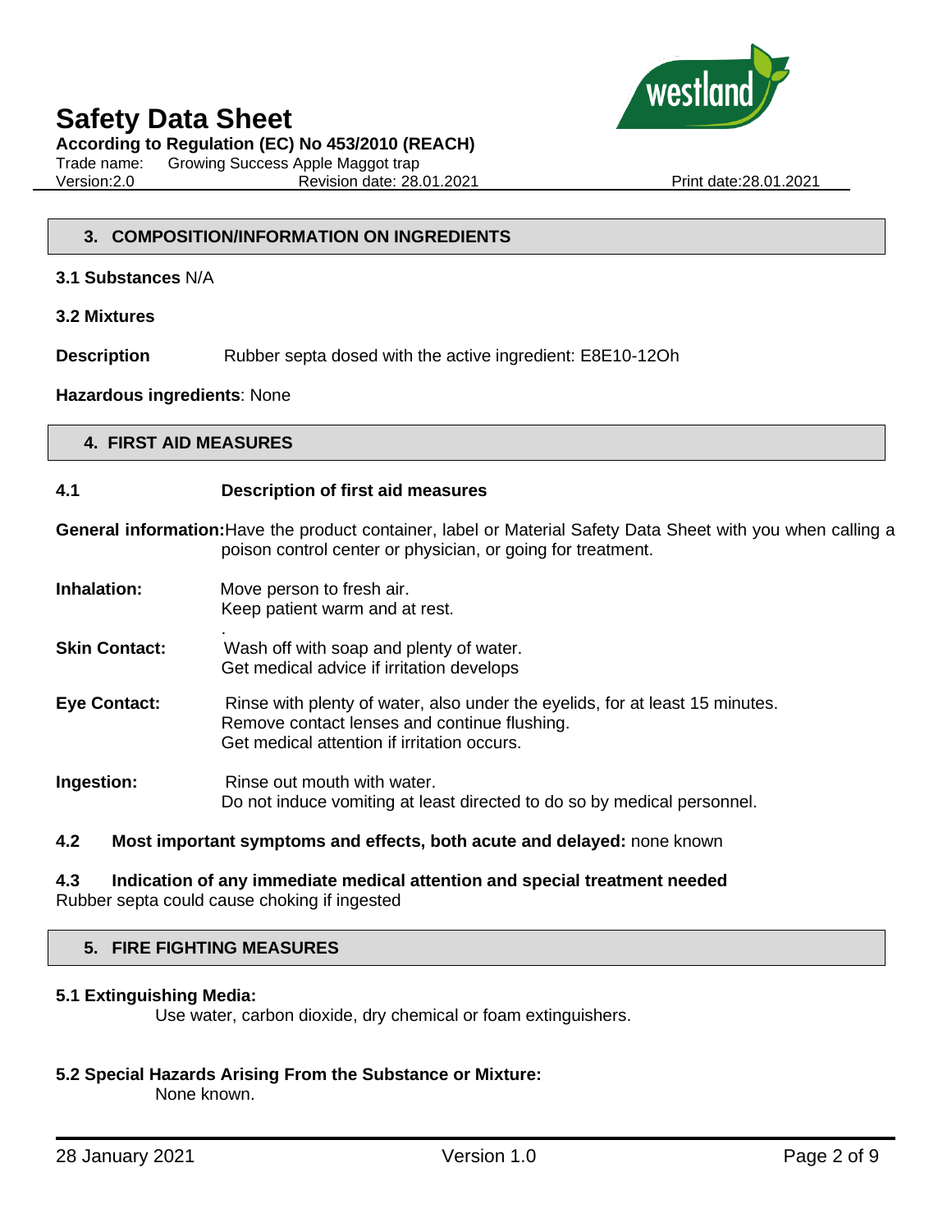## 3. COMPOSITION/INFORMATION ON INGREDIENTS

**3.1 Substances** N/A

**3.2 Mixtures**

**Description** Rubber septa dosed with the active ingredient: E8E10-12Oh

**Hazardous ingredients**: None

## 4. FIRST AID MEASURES

**4.1 Description of first aid measures**

**General information:** Have the product container, label or Material Safety Data Sheet with you when calling a poison control center or physician, or going for treatment.

**Inhalation:** Move person to fresh air.
Keep patient warm and at rest.
.

**Skin Contact:** Wash off with soap and plenty of water.
Get medical advice if irritation develops

**Eye Contact:** Rinse with plenty of water, also under the eyelids, for at least 15 minutes.
Remove contact lenses and continue flushing.
Get medical attention if irritation occurs.

**Ingestion:** Rinse out mouth with water.
Do not induce vomiting at least directed to do so by medical personnel.

**4.2 Most important symptoms and effects, both acute and delayed:** none known

**4.3 Indication of any immediate medical attention and special treatment needed**
Rubber septa could cause choking if ingested

## 5. FIRE FIGHTING MEASURES

**5.1 Extinguishing Media:**
Use water, carbon dioxide, dry chemical or foam extinguishers.

**5.2 Special Hazards Arising From the Substance or Mixture:**
None known.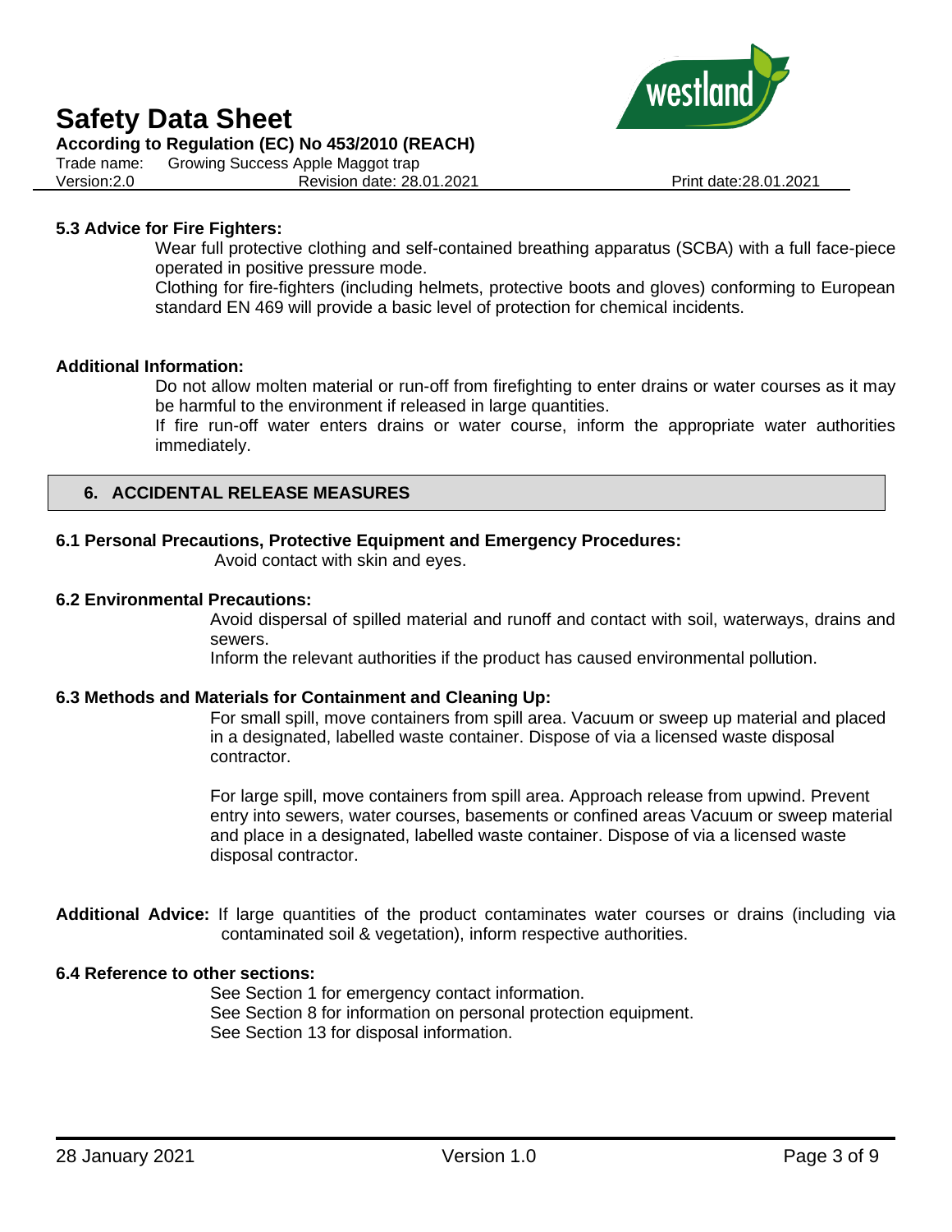**5.3 Advice for Fire Fighters:**

Wear full protective clothing and self-contained breathing apparatus (SCBA) with a full face-piece operated in positive pressure mode.

Clothing for fire-fighters (including helmets, protective boots and gloves) conforming to European standard EN 469 will provide a basic level of protection for chemical incidents.

**Additional Information:**

Do not allow molten material or run-off from firefighting to enter drains or water courses as it may be harmful to the environment if released in large quantities.

If fire run-off water enters drains or water course, inform the appropriate water authorities immediately.

## 6. ACCIDENTAL RELEASE MEASURES

**6.1 Personal Precautions, Protective Equipment and Emergency Procedures:**

Avoid contact with skin and eyes.

**6.2 Environmental Precautions:**

Avoid dispersal of spilled material and runoff and contact with soil, waterways, drains and sewers.

Inform the relevant authorities if the product has caused environmental pollution.

**6.3 Methods and Materials for Containment and Cleaning Up:**

For small spill, move containers from spill area. Vacuum or sweep up material and placed in a designated, labelled waste container. Dispose of via a licensed waste disposal contractor.

For large spill, move containers from spill area. Approach release from upwind. Prevent entry into sewers, water courses, basements or confined areas Vacuum or sweep material and place in a designated, labelled waste container. Dispose of via a licensed waste disposal contractor.

**Additional Advice:** If large quantities of the product contaminates water courses or drains (including via contaminated soil & vegetation), inform respective authorities.

**6.4 Reference to other sections:**

See Section 1 for emergency contact information.
See Section 8 for information on personal protection equipment.
See Section 13 for disposal information.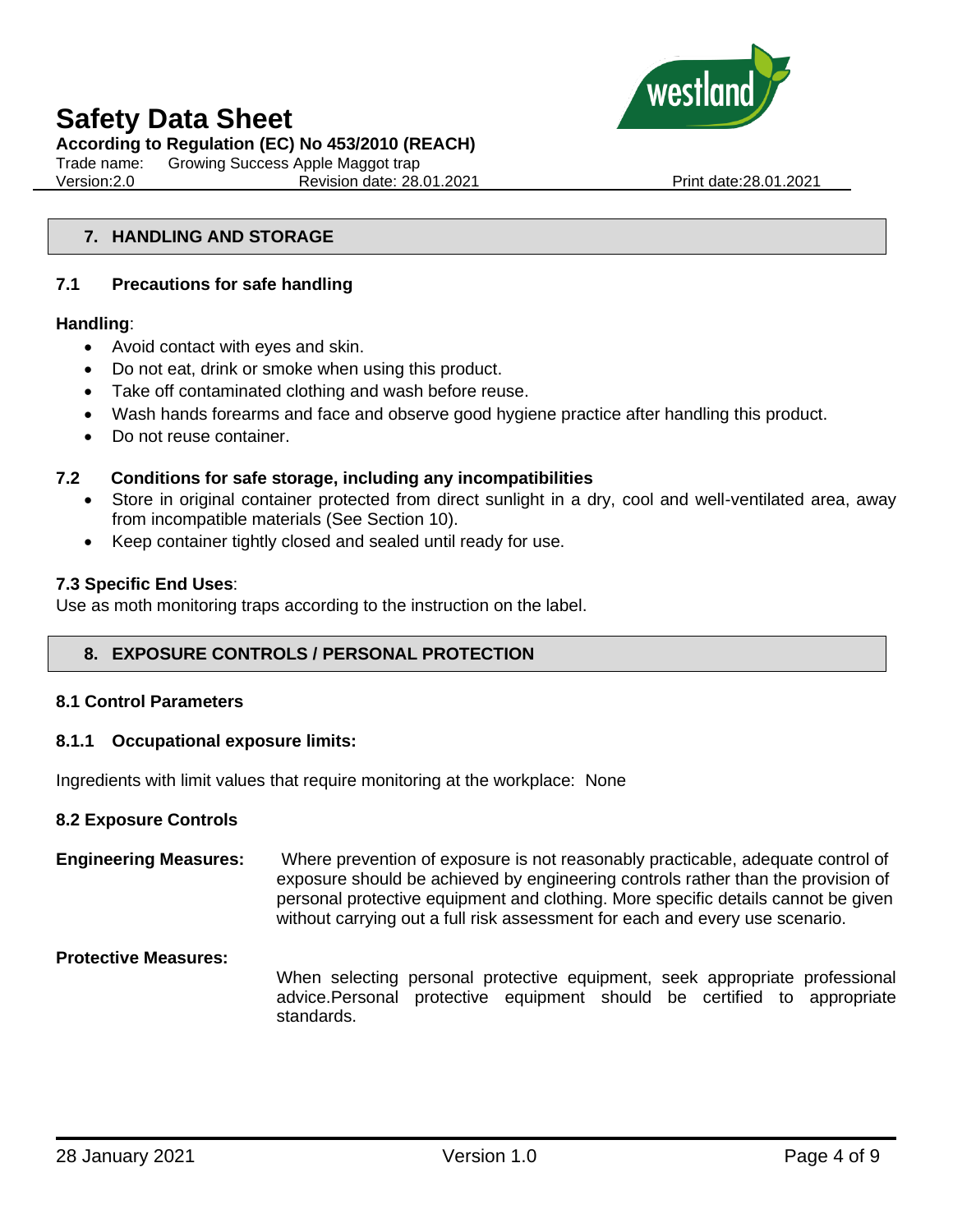## 7. HANDLING AND STORAGE

### 7.1 Precautions for safe handling

**Handling**:

- Avoid contact with eyes and skin.
- Do not eat, drink or smoke when using this product.
- Take off contaminated clothing and wash before reuse.
- Wash hands forearms and face and observe good hygiene practice after handling this product.
- Do not reuse container.

### 7.2 Conditions for safe storage, including any incompatibilities

- Store in original container protected from direct sunlight in a dry, cool and well-ventilated area, away from incompatible materials (See Section 10).
- Keep container tightly closed and sealed until ready for use.

**7.3 Specific End Uses**:

Use as moth monitoring traps according to the instruction on the label.

## 8. EXPOSURE CONTROLS / PERSONAL PROTECTION

### 8.1 Control Parameters

#### 8.1.1 Occupational exposure limits:

Ingredients with limit values that require monitoring at the workplace: None

### 8.2 Exposure Controls

**Engineering Measures:** Where prevention of exposure is not reasonably practicable, adequate control of exposure should be achieved by engineering controls rather than the provision of personal protective equipment and clothing. More specific details cannot be given without carrying out a full risk assessment for each and every use scenario.

**Protective Measures:** When selecting personal protective equipment, seek appropriate professional advice.Personal protective equipment should be certified to appropriate standards.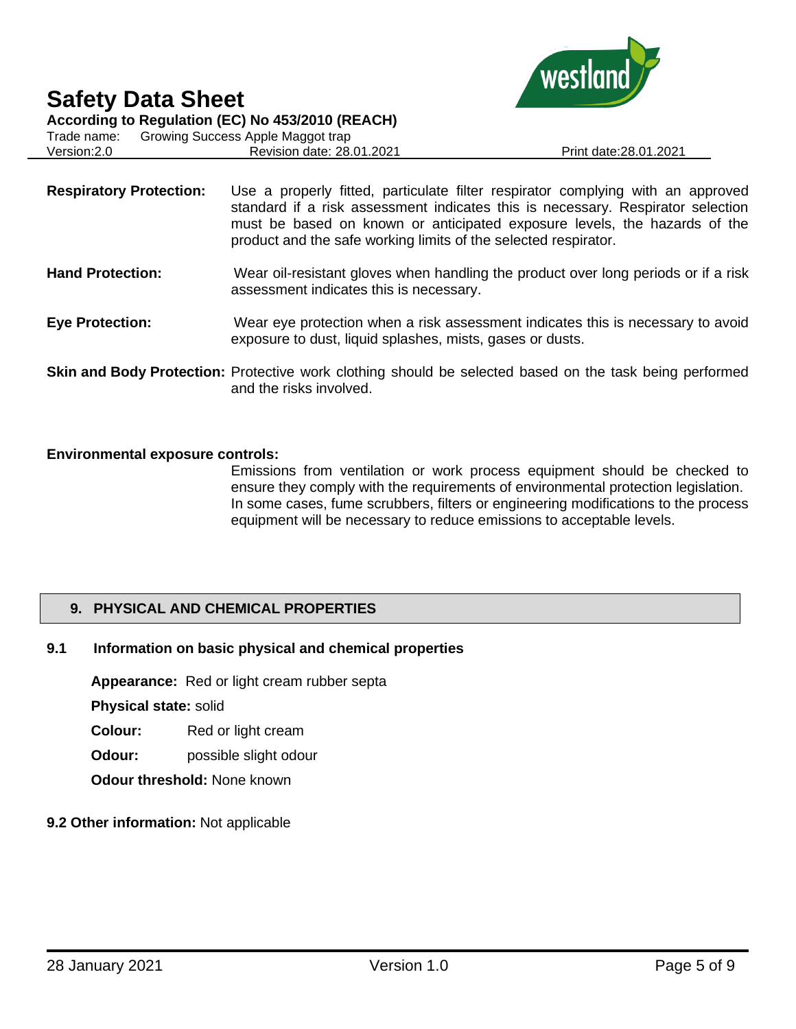**Respiratory Protection:** Use a properly fitted, particulate filter respirator complying with an approved standard if a risk assessment indicates this is necessary. Respirator selection must be based on known or anticipated exposure levels, the hazards of the product and the safe working limits of the selected respirator.

**Hand Protection:** Wear oil-resistant gloves when handling the product over long periods or if a risk assessment indicates this is necessary.

**Eye Protection:** Wear eye protection when a risk assessment indicates this is necessary to avoid exposure to dust, liquid splashes, mists, gases or dusts.

**Skin and Body Protection:** Protective work clothing should be selected based on the task being performed and the risks involved.

**Environmental exposure controls:**

Emissions from ventilation or work process equipment should be checked to ensure they comply with the requirements of environmental protection legislation. In some cases, fume scrubbers, filters or engineering modifications to the process equipment will be necessary to reduce emissions to acceptable levels.

## 9. PHYSICAL AND CHEMICAL PROPERTIES

### 9.1 Information on basic physical and chemical properties

**Appearance:** Red or light cream rubber septa

**Physical state:** solid

**Colour:** Red or light cream

**Odour:** possible slight odour

**Odour threshold:** None known

**9.2 Other information:** Not applicable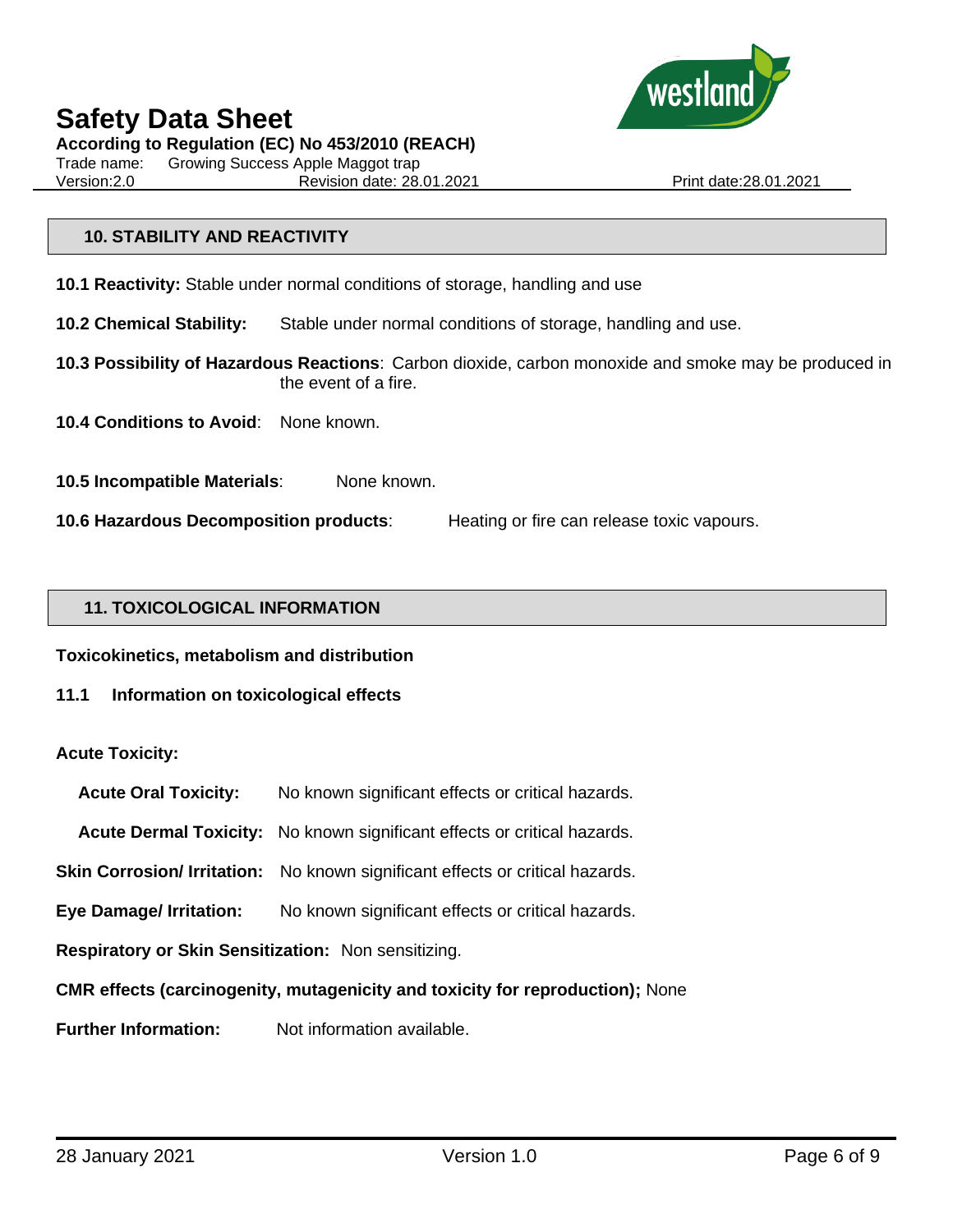## 10. STABILITY AND REACTIVITY

**10.1 Reactivity:** Stable under normal conditions of storage, handling and use

**10.2 Chemical Stability:** Stable under normal conditions of storage, handling and use.

**10.3 Possibility of Hazardous Reactions**: Carbon dioxide, carbon monoxide and smoke may be produced in the event of a fire.

**10.4 Conditions to Avoid**: None known.

**10.5 Incompatible Materials**: None known.

**10.6 Hazardous Decomposition products**: Heating or fire can release toxic vapours.

## 11. TOXICOLOGICAL INFORMATION

**Toxicokinetics, metabolism and distribution**

**11.1 Information on toxicological effects**

**Acute Toxicity:**

**Acute Oral Toxicity:** No known significant effects or critical hazards.

**Acute Dermal Toxicity:** No known significant effects or critical hazards.

**Skin Corrosion/ Irritation:** No known significant effects or critical hazards.

**Eye Damage/ Irritation:** No known significant effects or critical hazards.

**Respiratory or Skin Sensitization:** Non sensitizing.

**CMR effects (carcinogenity, mutagenicity and toxicity for reproduction);** None

**Further Information:** Not information available.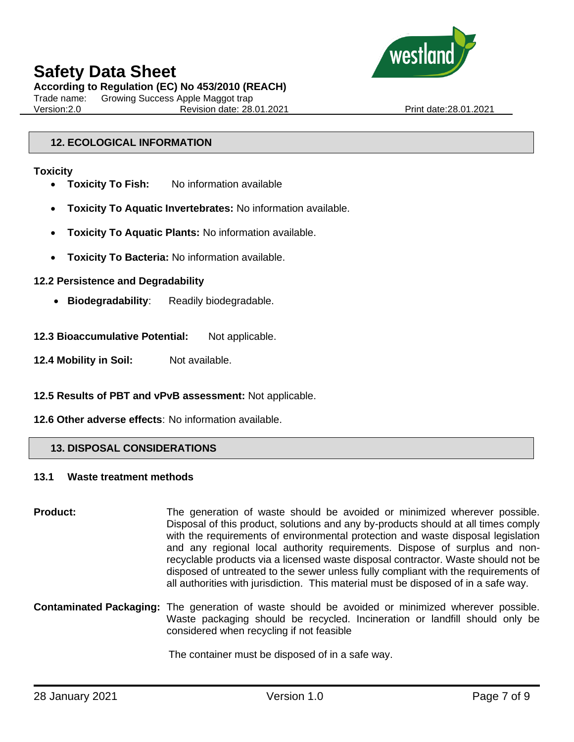## 12. ECOLOGICAL INFORMATION

**Toxicity**

- **Toxicity To Fish:** No information available
- **Toxicity To Aquatic Invertebrates:** No information available.
- **Toxicity To Aquatic Plants:** No information available.
- **Toxicity To Bacteria:** No information available.

**12.2 Persistence and Degradability**

- **Biodegradability**: Readily biodegradable.

**12.3 Bioaccumulative Potential:** Not applicable.

**12.4 Mobility in Soil:** Not available.

**12.5 Results of PBT and vPvB assessment:** Not applicable.

**12.6 Other adverse effects**: No information available.

## 13. DISPOSAL CONSIDERATIONS

**13.1 Waste treatment methods**

**Product:** The generation of waste should be avoided or minimized wherever possible. Disposal of this product, solutions and any by-products should at all times comply with the requirements of environmental protection and waste disposal legislation and any regional local authority requirements. Dispose of surplus and non-recyclable products via a licensed waste disposal contractor. Waste should not be disposed of untreated to the sewer unless fully compliant with the requirements of all authorities with jurisdiction. This material must be disposed of in a safe way.

**Contaminated Packaging:** The generation of waste should be avoided or minimized wherever possible. Waste packaging should be recycled. Incineration or landfill should only be considered when recycling if not feasible

The container must be disposed of in a safe way.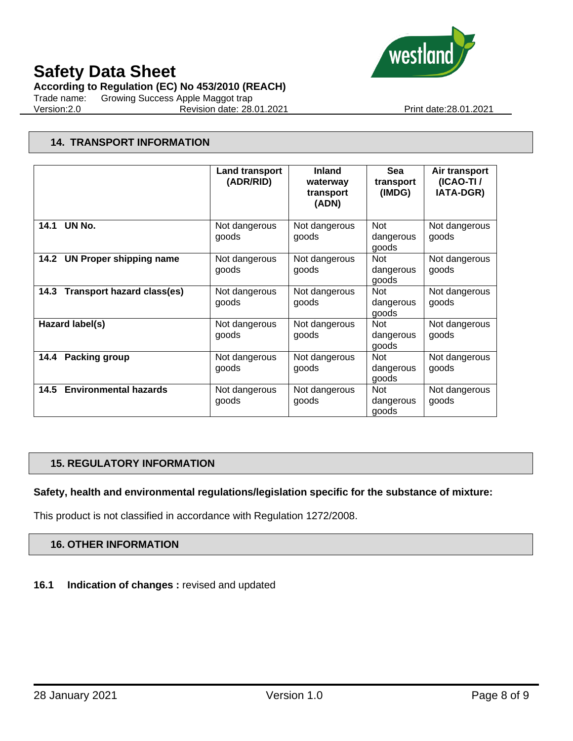## 14. TRANSPORT INFORMATION

| | Land transport (ADR/RID) | Inland waterway transport (ADN) | Sea transport (IMDG) | Air transport (ICAO-TI / IATA-DGR) |
|---|---|---|---|---|
| **14.1 UN No.** | Not dangerous goods | Not dangerous goods | Not dangerous goods | Not dangerous goods |
| **14.2 UN Proper shipping name** | Not dangerous goods | Not dangerous goods | Not dangerous goods | Not dangerous goods |
| **14.3 Transport hazard class(es)** | Not dangerous goods | Not dangerous goods | Not dangerous goods | Not dangerous goods |
| **Hazard label(s)** | Not dangerous goods | Not dangerous goods | Not dangerous goods | Not dangerous goods |
| **14.4 Packing group** | Not dangerous goods | Not dangerous goods | Not dangerous goods | Not dangerous goods |
| **14.5 Environmental hazards** | Not dangerous goods | Not dangerous goods | Not dangerous goods | Not dangerous goods |

## 15. REGULATORY INFORMATION

**Safety, health and environmental regulations/legislation specific for the substance of mixture:**

This product is not classified in accordance with Regulation 1272/2008.

## 16. OTHER INFORMATION

**16.1 Indication of changes :** revised and updated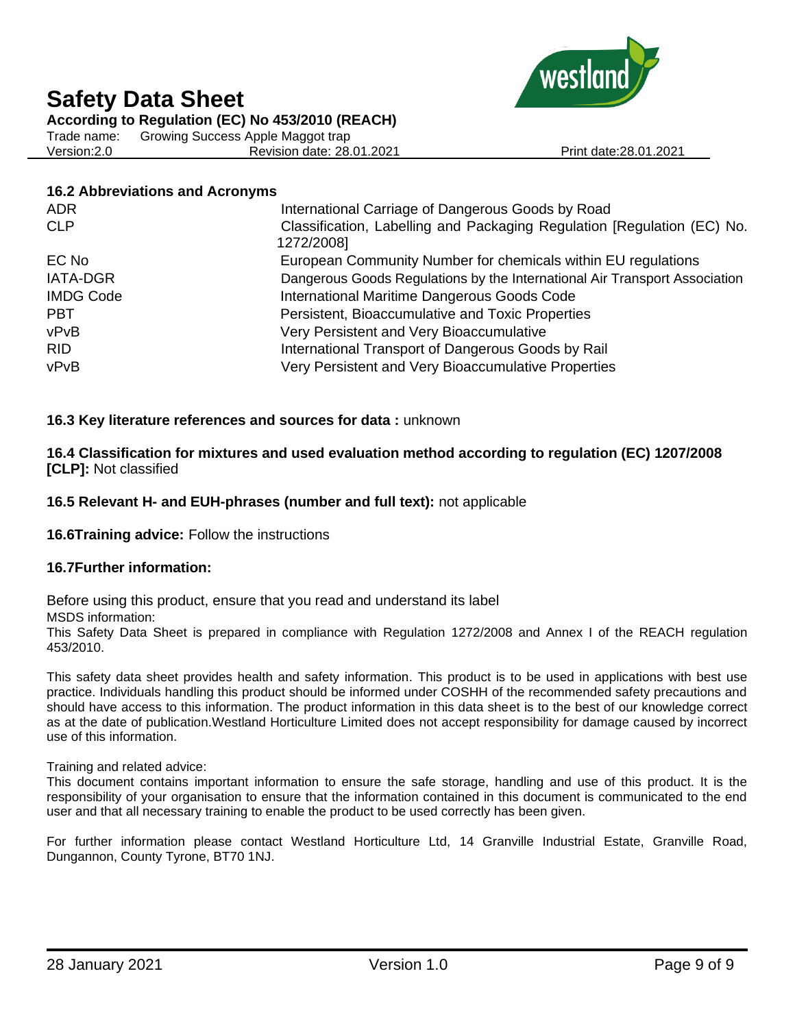### 16.2 Abbreviations and Acronyms

| | |
|---|---|
| ADR | International Carriage of Dangerous Goods by Road |
| CLP | Classification, Labelling and Packaging Regulation [Regulation (EC) No. 1272/2008] |
| EC No | European Community Number for chemicals within EU regulations |
| IATA-DGR | Dangerous Goods Regulations by the International Air Transport Association |
| IMDG Code | International Maritime Dangerous Goods Code |
| PBT | Persistent, Bioaccumulative and Toxic Properties |
| vPvB | Very Persistent and Very Bioaccumulative |
| RID | International Transport of Dangerous Goods by Rail |
| vPvB | Very Persistent and Very Bioaccumulative Properties |

**16.3 Key literature references and sources for data :** unknown

**16.4 Classification for mixtures and used evaluation method according to regulation (EC) 1207/2008 [CLP]:** Not classified

**16.5 Relevant H- and EUH-phrases (number and full text):** not applicable

**16.6Training advice:** Follow the instructions

**16.7Further information:**

Before using this product, ensure that you read and understand its label

MSDS information:

This Safety Data Sheet is prepared in compliance with Regulation 1272/2008 and Annex I of the REACH regulation 453/2010.

This safety data sheet provides health and safety information. This product is to be used in applications with best use practice. Individuals handling this product should be informed under COSHH of the recommended safety precautions and should have access to this information. The product information in this data sheet is to the best of our knowledge correct as at the date of publication.Westland Horticulture Limited does not accept responsibility for damage caused by incorrect use of this information.

Training and related advice:

This document contains important information to ensure the safe storage, handling and use of this product. It is the responsibility of your organisation to ensure that the information contained in this document is communicated to the end user and that all necessary training to enable the product to be used correctly has been given.

For further information please contact Westland Horticulture Ltd, 14 Granville Industrial Estate, Granville Road, Dungannon, County Tyrone, BT70 1NJ.